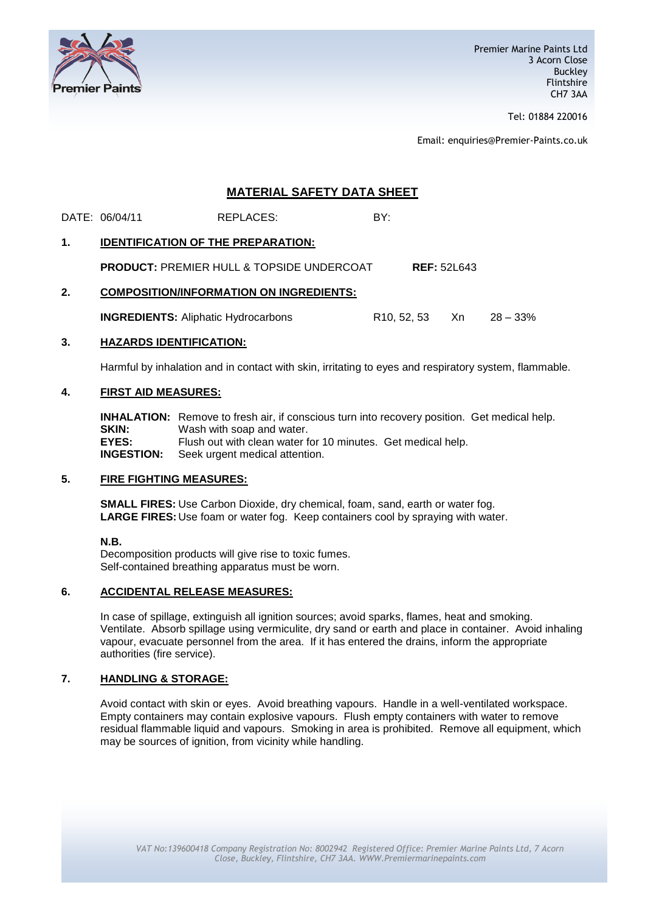Premier Marine Paints Ltd
3 Acorn Close
Buckley
Flintshire
CH7 3AA

Tel: 01884 220016

Email: enquiries@Premier-Paints.co.uk

# MATERIAL SAFETY DATA SHEET

DATE: 06/04/11 REPLACES: BY:

## 1. IDENTIFICATION OF THE PREPARATION:

**PRODUCT:** PREMIER HULL & TOPSIDE UNDERCOAT **REF:** 52L643

## 2. COMPOSITION/INFORMATION ON INGREDIENTS:

**INGREDIENTS:** Aliphatic Hydrocarbons R10, 52, 53 Xn 28 – 33%

## 3. HAZARDS IDENTIFICATION:

Harmful by inhalation and in contact with skin, irritating to eyes and respiratory system, flammable.

## 4. FIRST AID MEASURES:

**INHALATION:** Remove to fresh air, if conscious turn into recovery position. Get medical help.
**SKIN:** Wash with soap and water.
**EYES:** Flush out with clean water for 10 minutes. Get medical help.
**INGESTION:** Seek urgent medical attention.

## 5. FIRE FIGHTING MEASURES:

**SMALL FIRES:** Use Carbon Dioxide, dry chemical, foam, sand, earth or water fog.
**LARGE FIRES:** Use foam or water fog. Keep containers cool by spraying with water.

**N.B.**
Decomposition products will give rise to toxic fumes.
Self-contained breathing apparatus must be worn.

## 6. ACCIDENTAL RELEASE MEASURES:

In case of spillage, extinguish all ignition sources; avoid sparks, flames, heat and smoking. Ventilate. Absorb spillage using vermiculite, dry sand or earth and place in container. Avoid inhaling vapour, evacuate personnel from the area. If it has entered the drains, inform the appropriate authorities (fire service).

## 7. HANDLING & STORAGE:

Avoid contact with skin or eyes. Avoid breathing vapours. Handle in a well-ventilated workspace. Empty containers may contain explosive vapours. Flush empty containers with water to remove residual flammable liquid and vapours. Smoking in area is prohibited. Remove all equipment, which may be sources of ignition, from vicinity while handling.

*VAT No:139600418 Company Registration No: 8002942 Registered Office: Premier Marine Paints Ltd, 7 Acorn Close, Buckley, Flintshire, CH7 3AA. WWW.Premiermarinepaints.com*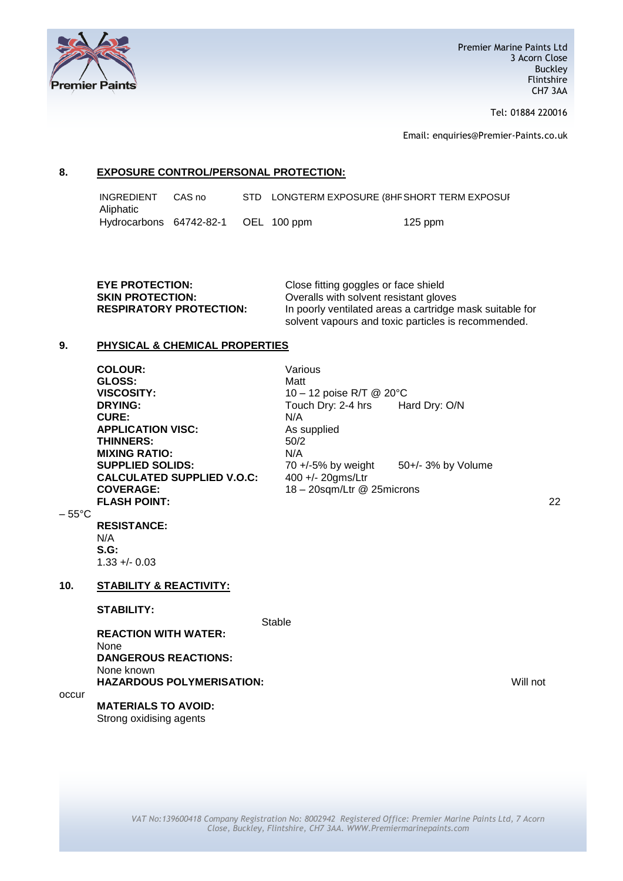## 8. EXPOSURE CONTROL/PERSONAL PROTECTION:

| INGREDIENT | CAS no | STD | LONGTERM EXPOSURE (8HF | SHORT TERM EXPOSUI |
|---|---|---|---|---|
| Aliphatic Hydrocarbons | 64742-82-1 | OEL | 100 ppm | 125 ppm |

**EYE PROTECTION:** Close fitting goggles or face shield
**SKIN PROTECTION:** Overalls with solvent resistant gloves
**RESPIRATORY PROTECTION:** In poorly ventilated areas a cartridge mask suitable for solvent vapours and toxic particles is recommended.

## 9. PHYSICAL & CHEMICAL PROPERTIES

**COLOUR:** Various
**GLOSS:** Matt
**VISCOSITY:** 10 – 12 poise R/T @ 20°C
**DRYING:** Touch Dry: 2-4 hrs Hard Dry: O/N
**CURE:** N/A
**APPLICATION VISC:** As supplied
**THINNERS:** 50/2
**MIXING RATIO:** N/A
**SUPPLIED SOLIDS:** 70 +/-5% by weight 50+/- 3% by Volume
**CALCULATED SUPPLIED V.O.C:** 400 +/- 20gms/Ltr
**COVERAGE:** 18 – 20sqm/Ltr @ 25microns
**FLASH POINT:** 22 – 55°C
**RESISTANCE:** N/A
**S.G:** 1.33 +/- 0.03

## 10. STABILITY & REACTIVITY:

**STABILITY:** Stable
**REACTION WITH WATER:** None
**DANGEROUS REACTIONS:** None known
**HAZARDOUS POLYMERISATION:** Will not occur
**MATERIALS TO AVOID:** Strong oxidising agents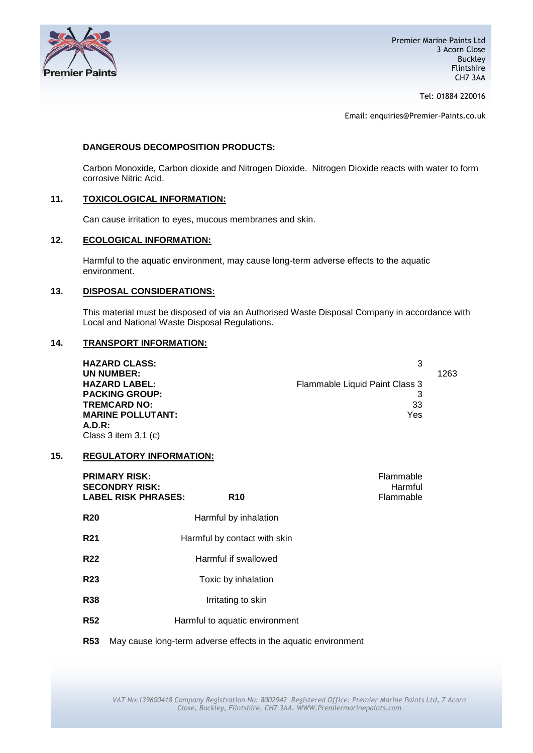**DANGEROUS DECOMPOSITION PRODUCTS:**

Carbon Monoxide, Carbon dioxide and Nitrogen Dioxide. Nitrogen Dioxide reacts with water to form corrosive Nitric Acid.

## 11. TOXICOLOGICAL INFORMATION:

Can cause irritation to eyes, mucous membranes and skin.

## 12. ECOLOGICAL INFORMATION:

Harmful to the aquatic environment, may cause long-term adverse effects to the aquatic environment.

## 13. DISPOSAL CONSIDERATIONS:

This material must be disposed of via an Authorised Waste Disposal Company in accordance with Local and National Waste Disposal Regulations.

## 14. TRANSPORT INFORMATION:

| | |
|---|---|
| **HAZARD CLASS:** | 3 |
| **UN NUMBER:** | 1263 |
| **HAZARD LABEL:** | Flammable Liquid Paint Class 3 |
| **PACKING GROUP:** | 3 |
| **TREMCARD NO:** | 33 |
| **MARINE POLLUTANT:** | Yes |
| **A.D.R:** | |

Class 3 item 3,1 (c)

## 15. REGULATORY INFORMATION:

| | | |
|---|---|---|
| **PRIMARY RISK:** | | Flammable |
| **SECONDRY RISK:** | | Harmful |
| **LABEL RISK PHRASES:** | **R10** | Flammable |

| | |
|---|---|
| **R20** | Harmful by inhalation |
| **R21** | Harmful by contact with skin |
| **R22** | Harmful if swallowed |
| **R23** | Toxic by inhalation |
| **R38** | Irritating to skin |
| **R52** | Harmful to aquatic environment |
| **R53** | May cause long-term adverse effects in the aquatic environment |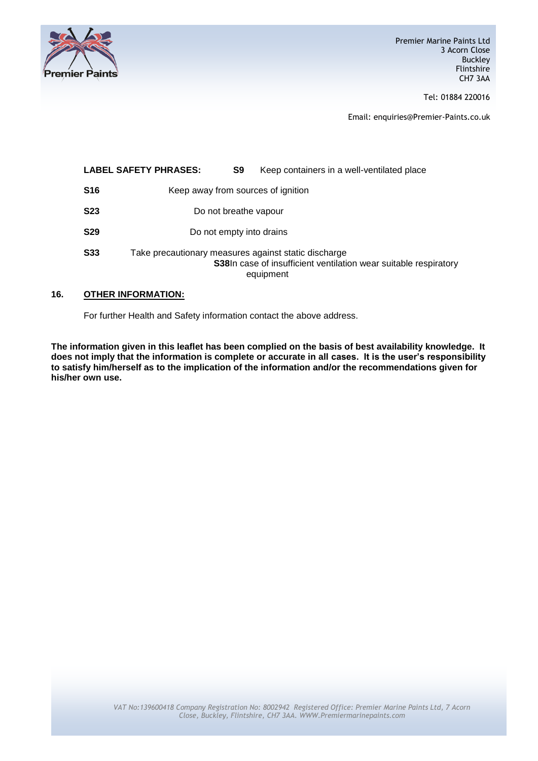**LABEL SAFETY PHRASES:** **S9** Keep containers in a well-ventilated place

**S16** Keep away from sources of ignition

**S23** Do not breathe vapour

**S29** Do not empty into drains

**S33** Take precautionary measures against static discharge

**S38**In case of insufficient ventilation wear suitable respiratory equipment

## 16. OTHER INFORMATION:

For further Health and Safety information contact the above address.

**The information given in this leaflet has been complied on the basis of best availability knowledge. It does not imply that the information is complete or accurate in all cases. It is the user's responsibility to satisfy him/herself as to the implication of the information and/or the recommendations given for his/her own use.**